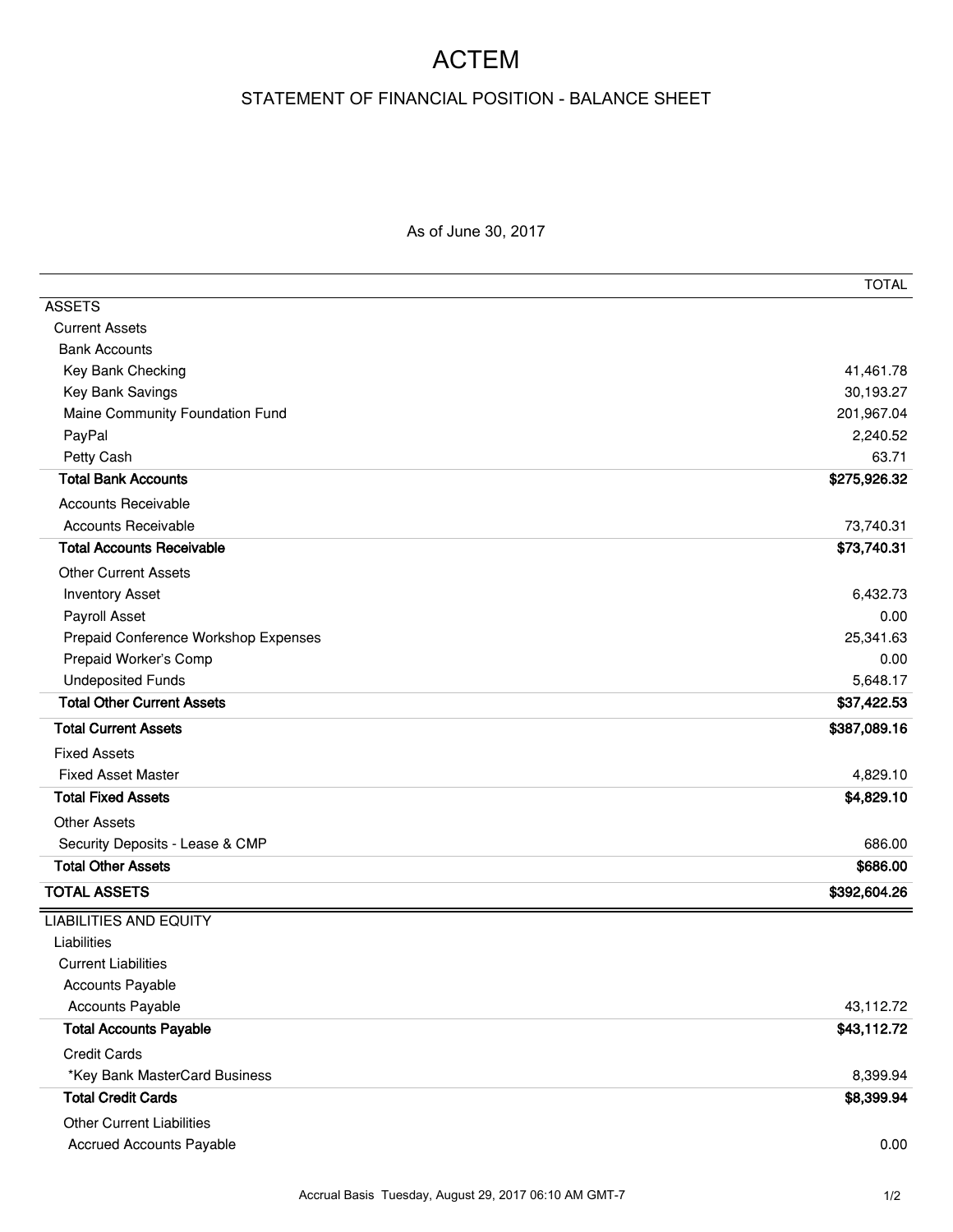# ACTEM

## STATEMENT OF FINANCIAL POSITION - BALANCE SHEET

As of June 30, 2017

| | TOTAL |
|---|---|
| ASSETS | |
| Current Assets | |
| Bank Accounts | |
| Key Bank Checking | 41,461.78 |
| Key Bank Savings | 30,193.27 |
| Maine Community Foundation Fund | 201,967.04 |
| PayPal | 2,240.52 |
| Petty Cash | 63.71 |
| **Total Bank Accounts** | **$275,926.32** |
| Accounts Receivable | |
| Accounts Receivable | 73,740.31 |
| **Total Accounts Receivable** | **$73,740.31** |
| Other Current Assets | |
| Inventory Asset | 6,432.73 |
| Payroll Asset | 0.00 |
| Prepaid Conference Workshop Expenses | 25,341.63 |
| Prepaid Worker's Comp | 0.00 |
| Undeposited Funds | 5,648.17 |
| **Total Other Current Assets** | **$37,422.53** |
| **Total Current Assets** | **$387,089.16** |
| Fixed Assets | |
| Fixed Asset Master | 4,829.10 |
| **Total Fixed Assets** | **$4,829.10** |
| Other Assets | |
| Security Deposits - Lease & CMP | 686.00 |
| **Total Other Assets** | **$686.00** |
| **TOTAL ASSETS** | **$392,604.26** |
| LIABILITIES AND EQUITY | |
| Liabilities | |
| Current Liabilities | |
| Accounts Payable | |
| Accounts Payable | 43,112.72 |
| **Total Accounts Payable** | **$43,112.72** |
| Credit Cards | |
| *Key Bank MasterCard Business | 8,399.94 |
| **Total Credit Cards** | **$8,399.94** |
| Other Current Liabilities | |
| Accrued Accounts Payable | 0.00 |

Accrual Basis Tuesday, August 29, 2017 06:10 AM GMT-7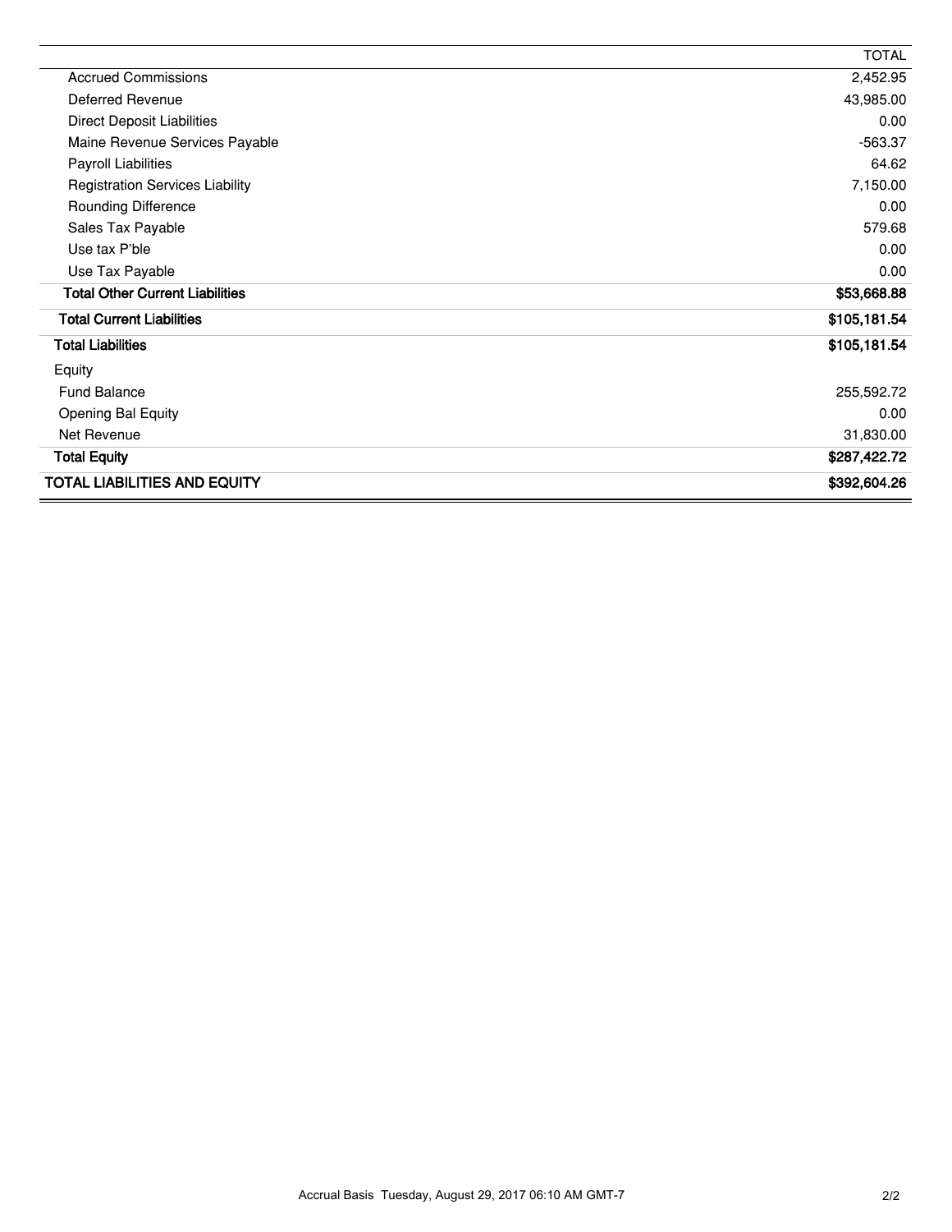| | TOTAL |
|---|---|
| Accrued Commissions | 2,452.95 |
| Deferred Revenue | 43,985.00 |
| Direct Deposit Liabilities | 0.00 |
| Maine Revenue Services Payable | -563.37 |
| Payroll Liabilities | 64.62 |
| Registration Services Liability | 7,150.00 |
| Rounding Difference | 0.00 |
| Sales Tax Payable | 579.68 |
| Use tax P'ble | 0.00 |
| Use Tax Payable | 0.00 |
| **Total Other Current Liabilities** | **$53,668.88** |
| **Total Current Liabilities** | **$105,181.54** |
| **Total Liabilities** | **$105,181.54** |
| Equity | |
| Fund Balance | 255,592.72 |
| Opening Bal Equity | 0.00 |
| Net Revenue | 31,830.00 |
| **Total Equity** | **$287,422.72** |
| **TOTAL LIABILITIES AND EQUITY** | **$392,604.26** |

Accrual Basis Tuesday, August 29, 2017 06:10 AM GMT-7